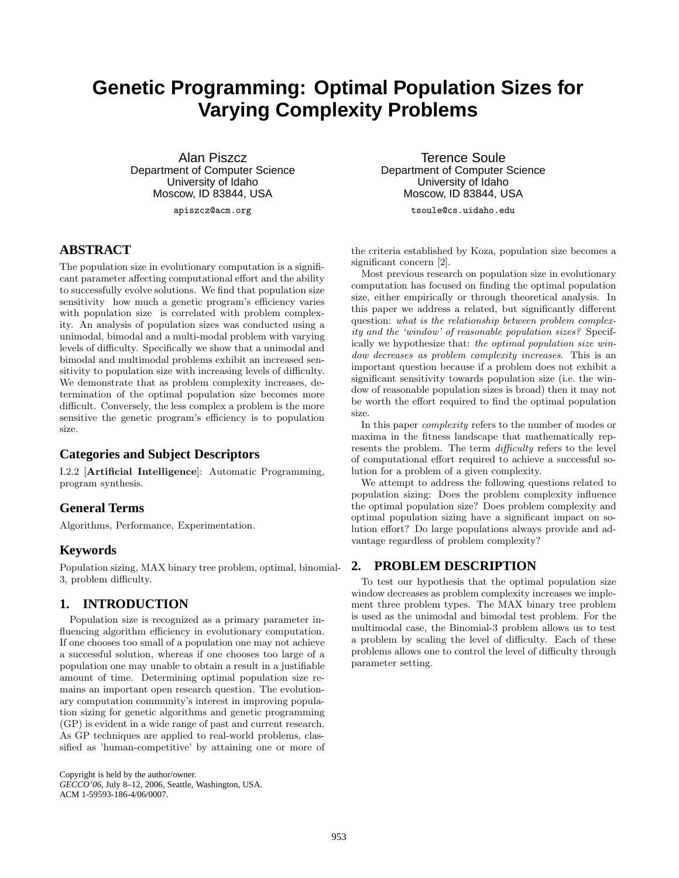# Genetic Programming: Optimal Population Sizes for Varying Complexity Problems

Alan Piszcz
Department of Computer Science
University of Idaho
Moscow, ID 83844, USA
apiszcz@acm.org

Terence Soule
Department of Computer Science
University of Idaho
Moscow, ID 83844, USA
tsoule@cs.uidaho.edu

## ABSTRACT

The population size in evolutionary computation is a significant parameter affecting computational effort and the ability to successfully evolve solutions. We find that population size sensitivity how much a genetic program's efficiency varies with population size is correlated with problem complexity. An analysis of population sizes was conducted using a unimodal, bimodal and a multi-modal problem with varying levels of difficulty. Specifically we show that a unimodal and bimodal and multimodal problems exhibit an increased sensitivity to population size with increasing levels of difficulty. We demonstrate that as problem complexity increases, determination of the optimal population size becomes more difficult. Conversely, the less complex a problem is the more sensitive the genetic program's efficiency is to population size.

## Categories and Subject Descriptors

I.2.2 [**Artificial Intelligence**]: Automatic Programming, program synthesis.

## General Terms

Algorithms, Performance, Experimentation.

## Keywords

Population sizing, MAX binary tree problem, optimal, binomial-3, problem difficulty.

## 1. INTRODUCTION

Population size is recognized as a primary parameter influencing algorithm efficiency in evolutionary computation. If one chooses too small of a population one may not achieve a successful solution, whereas if one chooses too large of a population one may unable to obtain a result in a justifiable amount of time. Determining optimal population size remains an important open research question. The evolutionary computation community's interest in improving population sizing for genetic algorithms and genetic programming (GP) is evident in a wide range of past and current research. As GP techniques are applied to real-world problems, classified as 'human-competitive' by attaining one or more of the criteria established by Koza, population size becomes a significant concern [2].

Most previous research on population size in evolutionary computation has focused on finding the optimal population size, either empirically or through theoretical analysis. In this paper we address a related, but significantly different question: *what is the relationship between problem complexity and the 'window' of reasonable population sizes?* Specifically we hypothesize that: *the optimal population size window decreases as problem complexity increases*. This is an important question because if a problem does not exhibit a significant sensitivity towards population size (i.e. the window of reasonable population sizes is broad) then it may not be worth the effort required to find the optimal population size.

In this paper *complexity* refers to the number of modes or maxima in the fitness landscape that mathematically represents the problem. The term *difficulty* refers to the level of computational effort required to achieve a successful solution for a problem of a given complexity.

We attempt to address the following questions related to population sizing: Does the problem complexity influence the optimal population size? Does problem complexity and optimal population sizing have a significant impact on solution effort? Do large populations always provide and advantage regardless of problem complexity?

## 2. PROBLEM DESCRIPTION

To test our hypothesis that the optimal population size window decreases as problem complexity increases we implement three problem types. The MAX binary tree problem is used as the unimodal and bimodal test problem. For the multimodal case, the Binomial-3 problem allows us to test a problem by scaling the level of difficulty. Each of these problems allows one to control the level of difficulty through parameter setting.

Copyright is held by the author/owner.
*GECCO'06*, July 8–12, 2006, Seattle, Washington, USA.
ACM 1-59593-186-4/06/0007.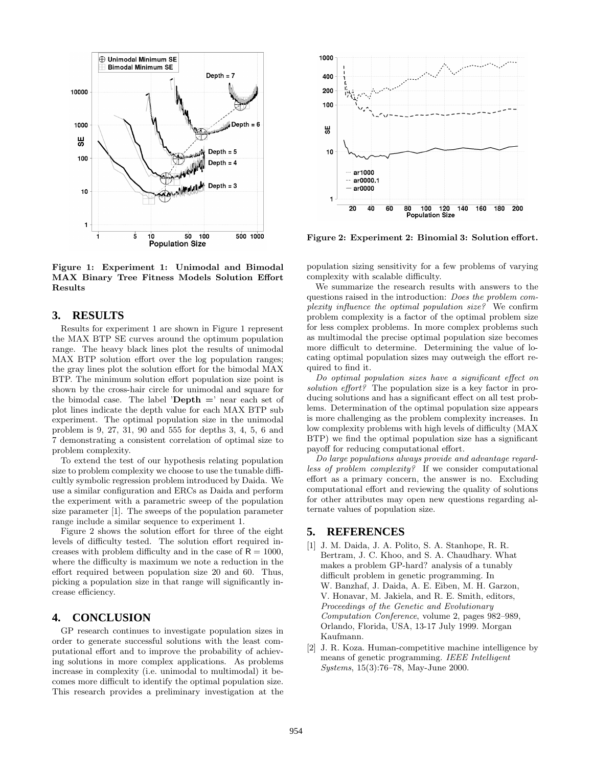⊕ Unimodal Minimum SE
⊞ Bimodal Minimum SE

Depth = 7

Depth = 6

Depth = 5

Depth = 4

Depth = 3

SE

10000

1000

100

10

1

1 5 10 50 100 500 1000

Population Size

**Figure 1: Experiment 1: Unimodal and Bimodal MAX Binary Tree Fitness Models Solution Effort Results**

1000

400

200

100

SE

10

1

ar1000

ar0000.1

ar0000

20 40 60 80 100 120 140 160 180 200

Population Size

**Figure 2: Experiment 2: Binomial 3: Solution effort.**

## 3. RESULTS

Results for experiment 1 are shown in Figure 1 represent the MAX BTP SE curves around the optimum population range. The heavy black lines plot the results of unimodal MAX BTP solution effort over the log population ranges; the gray lines plot the solution effort for the bimodal MAX BTP. The minimum solution effort population size point is shown by the cross-hair circle for unimodal and square for the bimodal case. The label '**Depth =**' near each set of plot lines indicate the depth value for each MAX BTP sub experiment. The optimal population size in the unimodal problem is 9, 27, 31, 90 and 555 for depths 3, 4, 5, 6 and 7 demonstrating a consistent correlation of optimal size to problem complexity.

To extend the test of our hypothesis relating population size to problem complexity we choose to use the tunable difficultly symbolic regression problem introduced by Daida. We use a similar configuration and ERCs as Daida and perform the experiment with a parametric sweep of the population size parameter [1]. The sweeps of the population parameter range include a similar sequence to experiment 1.

Figure 2 shows the solution effort for three of the eight levels of difficulty tested. The solution effort required increases with problem difficulty and in the case of $\mathsf{R} = 1000$, where the difficulty is maximum we note a reduction in the effort required between population size 20 and 60. Thus, picking a population size in that range will significantly increase efficiency.

## 4. CONCLUSION

GP research continues to investigate population sizes in order to generate successful solutions with the least computational effort and to improve the probability of achieving solutions in more complex applications. As problems increase in complexity (i.e. unimodal to multimodal) it becomes more difficult to identify the optimal population size. This research provides a preliminary investigation at the population sizing sensitivity for a few problems of varying complexity with scalable difficulty.

We summarize the research results with answers to the questions raised in the introduction: *Does the problem complexity influence the optimal population size?* We confirm problem complexity is a factor of the optimal problem size for less complex problems. In more complex problems such as multimodal the precise optimal population size becomes more difficult to determine. Determining the value of locating optimal population sizes may outweigh the effort required to find it.

*Do optimal population sizes have a significant effect on solution effort?* The population size is a key factor in producing solutions and has a significant effect on all test problems. Determination of the optimal population size appears is more challenging as the problem complexity increases. In low complexity problems with high levels of difficulty (MAX BTP) we find the optimal population size has a significant payoff for reducing computational effort.

*Do large populations always provide and advantage regardless of problem complexity?* If we consider computational effort as a primary concern, the answer is no. Excluding computational effort and reviewing the quality of solutions for other attributes may open new questions regarding alternate values of population size.

## 5. REFERENCES

[1] J. M. Daida, J. A. Polito, S. A. Stanhope, R. R. Bertram, J. C. Khoo, and S. A. Chaudhary. What makes a problem GP-hard? analysis of a tunably difficult problem in genetic programming. In W. Banzhaf, J. Daida, A. E. Eiben, M. H. Garzon, V. Honavar, M. Jakiela, and R. E. Smith, editors, *Proceedings of the Genetic and Evolutionary Computation Conference*, volume 2, pages 982–989, Orlando, Florida, USA, 13-17 July 1999. Morgan Kaufmann.

[2] J. R. Koza. Human-competitive machine intelligence by means of genetic programming. *IEEE Intelligent Systems*, 15(3):76–78, May-June 2000.